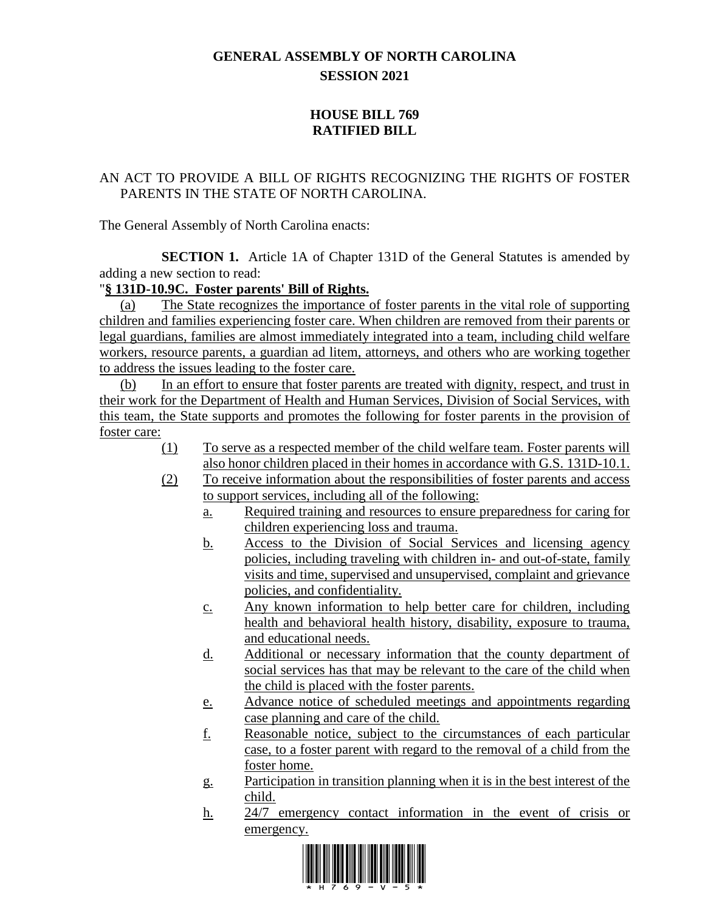# GENERAL ASSEMBLY OF NORTH CAROLINA
## SESSION 2021

## HOUSE BILL 769
## RATIFIED BILL

AN ACT TO PROVIDE A BILL OF RIGHTS RECOGNIZING THE RIGHTS OF FOSTER PARENTS IN THE STATE OF NORTH CAROLINA.

The General Assembly of North Carolina enacts:

**SECTION 1.** Article 1A of Chapter 131D of the General Statutes is amended by adding a new section to read:

"**§ 131D-10.9C. Foster parents' Bill of Rights.**

(a) The State recognizes the importance of foster parents in the vital role of supporting children and families experiencing foster care. When children are removed from their parents or legal guardians, families are almost immediately integrated into a team, including child welfare workers, resource parents, a guardian ad litem, attorneys, and others who are working together to address the issues leading to the foster care.

(b) In an effort to ensure that foster parents are treated with dignity, respect, and trust in their work for the Department of Health and Human Services, Division of Social Services, with this team, the State supports and promotes the following for foster parents in the provision of foster care:

(1) To serve as a respected member of the child welfare team. Foster parents will also honor children placed in their homes in accordance with G.S. 131D-10.1.

(2) To receive information about the responsibilities of foster parents and access to support services, including all of the following:

a. Required training and resources to ensure preparedness for caring for children experiencing loss and trauma.

b. Access to the Division of Social Services and licensing agency policies, including traveling with children in- and out-of-state, family visits and time, supervised and unsupervised, complaint and grievance policies, and confidentiality.

c. Any known information to help better care for children, including health and behavioral health history, disability, exposure to trauma, and educational needs.

d. Additional or necessary information that the county department of social services has that may be relevant to the care of the child when the child is placed with the foster parents.

e. Advance notice of scheduled meetings and appointments regarding case planning and care of the child.

f. Reasonable notice, subject to the circumstances of each particular case, to a foster parent with regard to the removal of a child from the foster home.

g. Participation in transition planning when it is in the best interest of the child.

h. 24/7 emergency contact information in the event of crisis or emergency.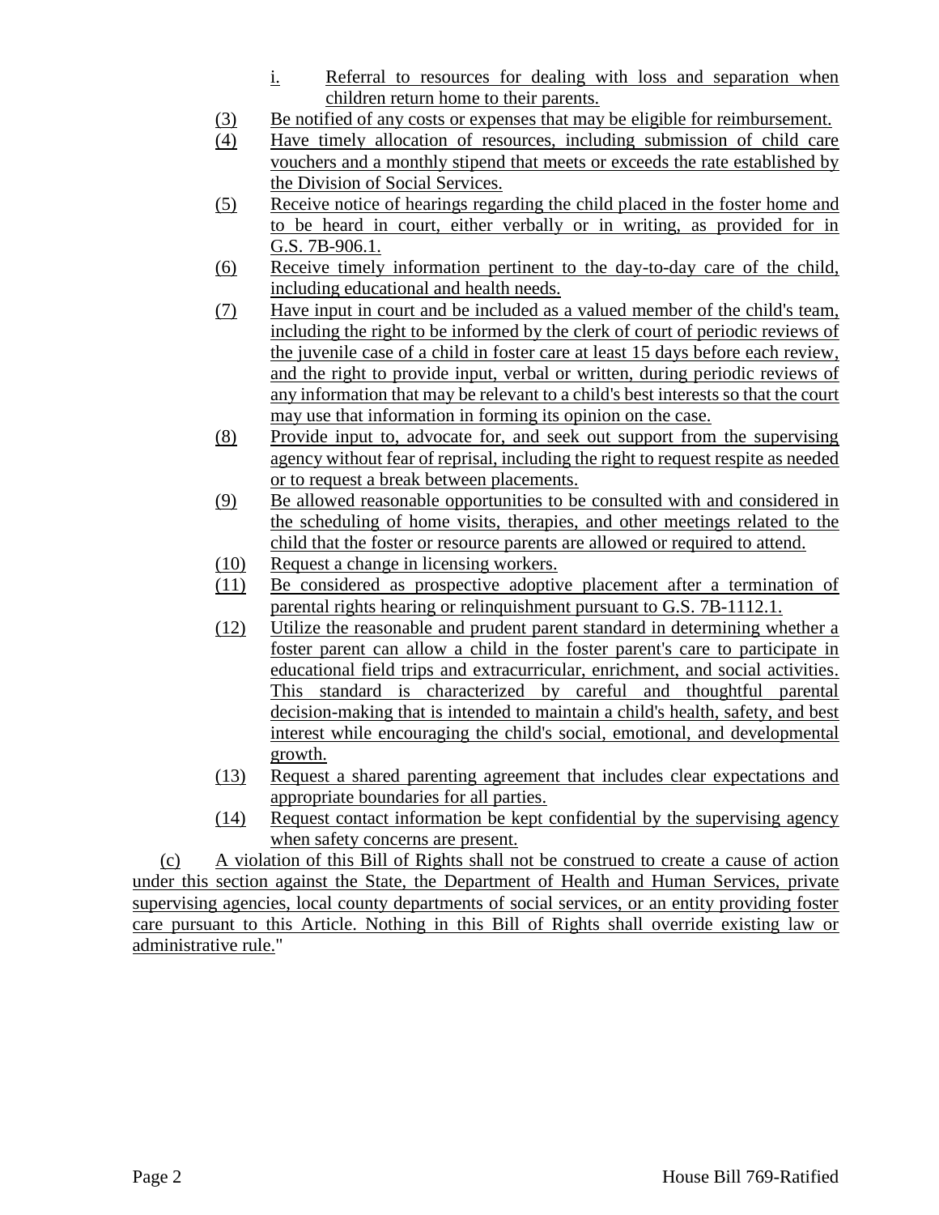i. Referral to resources for dealing with loss and separation when children return home to their parents.

(3) Be notified of any costs or expenses that may be eligible for reimbursement.

(4) Have timely allocation of resources, including submission of child care vouchers and a monthly stipend that meets or exceeds the rate established by the Division of Social Services.

(5) Receive notice of hearings regarding the child placed in the foster home and to be heard in court, either verbally or in writing, as provided for in G.S. 7B-906.1.

(6) Receive timely information pertinent to the day-to-day care of the child, including educational and health needs.

(7) Have input in court and be included as a valued member of the child's team, including the right to be informed by the clerk of court of periodic reviews of the juvenile case of a child in foster care at least 15 days before each review, and the right to provide input, verbal or written, during periodic reviews of any information that may be relevant to a child's best interests so that the court may use that information in forming its opinion on the case.

(8) Provide input to, advocate for, and seek out support from the supervising agency without fear of reprisal, including the right to request respite as needed or to request a break between placements.

(9) Be allowed reasonable opportunities to be consulted with and considered in the scheduling of home visits, therapies, and other meetings related to the child that the foster or resource parents are allowed or required to attend.

(10) Request a change in licensing workers.

(11) Be considered as prospective adoptive placement after a termination of parental rights hearing or relinquishment pursuant to G.S. 7B-1112.1.

(12) Utilize the reasonable and prudent parent standard in determining whether a foster parent can allow a child in the foster parent's care to participate in educational field trips and extracurricular, enrichment, and social activities. This standard is characterized by careful and thoughtful parental decision-making that is intended to maintain a child's health, safety, and best interest while encouraging the child's social, emotional, and developmental growth.

(13) Request a shared parenting agreement that includes clear expectations and appropriate boundaries for all parties.

(14) Request contact information be kept confidential by the supervising agency when safety concerns are present.

(c) A violation of this Bill of Rights shall not be construed to create a cause of action under this section against the State, the Department of Health and Human Services, private supervising agencies, local county departments of social services, or an entity providing foster care pursuant to this Article. Nothing in this Bill of Rights shall override existing law or administrative rule."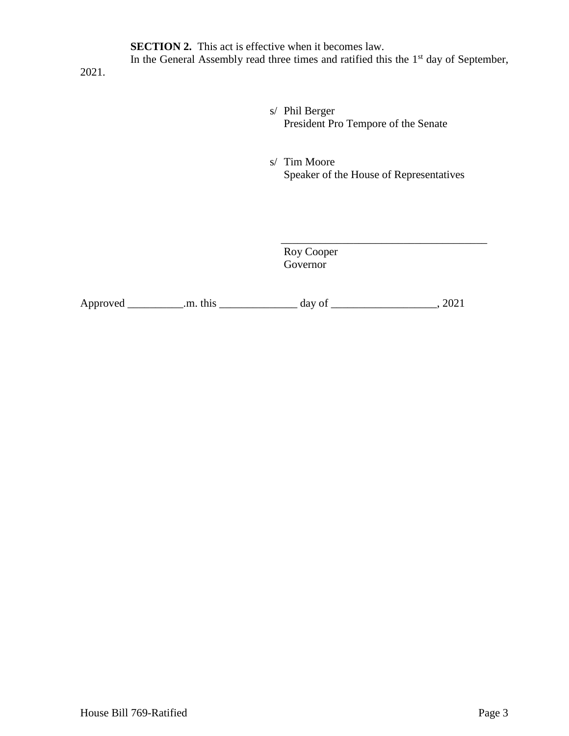**SECTION 2.** This act is effective when it becomes law.

In the General Assembly read three times and ratified this the 1st day of September, 2021.

s/ Phil Berger
President Pro Tempore of the Senate

s/ Tim Moore
Speaker of the House of Representatives

\_\_\_\_\_\_\_\_\_\_\_\_\_\_\_\_\_\_\_\_\_\_\_\_\_\_\_\_\_\_\_\_\_\_\_\_\_\_
Roy Cooper
Governor

Approved \_\_\_\_\_\_\_\_\_\_.m. this \_\_\_\_\_\_\_\_\_\_\_\_\_\_ day of \_\_\_\_\_\_\_\_\_\_\_\_\_\_\_\_\_\_\_, 2021